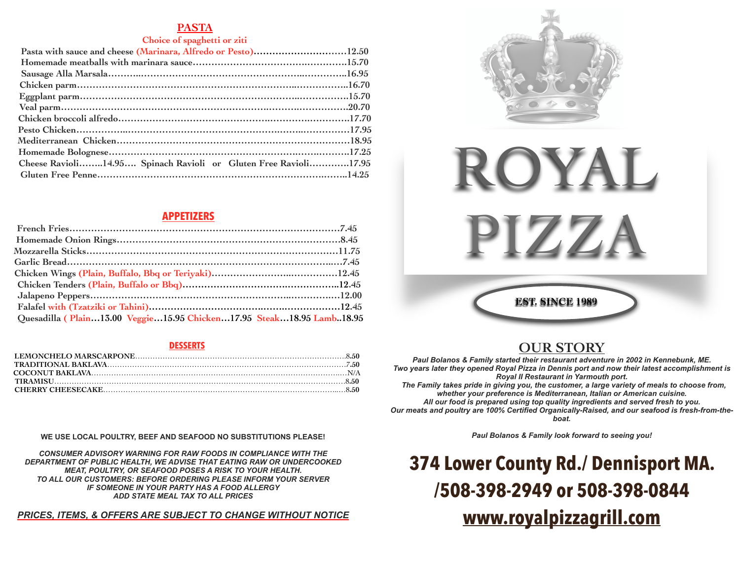## PASTA

Choice of spaghetti or ziti

Pasta with sauce and cheese (Marinara, Alfredo or Pesto)…………………………12.50
Homemade meatballs with marinara sauce…………………………………………15.70
Sausage Alla Marsala……………………………………………………………16.95
Chicken parm……………………………………………………………………16.70
Eggplant parm……………………………………………………………………15.70
Veal parm………………………………………………………………………20.70
Chicken broccoli alfredo…………………………………………………………17.70
Pesto Chicken……………………………………………………………………17.95
Mediterranean Chicken…………………………………………………………18.95
Homemade Bolognese……………………………………………………………17.25
Cheese Ravioli……..14.95…. Spinach Ravioli or Gluten Free Ravioli…………17.95
Gluten Free Penne………………………………………………………………14.25

## APPETIZERS

French Fries……………………………………………………………………7.45
Homemade Onion Rings…………………………………………………………8.45
Mozzarella Sticks………………………………………………………………11.75
Garlic Bread……………………………………………………………………7.45
Chicken Wings (Plain, Buffalo, Bbq or Teriyaki)……………………………12.45
Chicken Tenders (Plain, Buffalo or Bbq)………………………………………12.45
Jalapeno Peppers………………………………………………………………12.00
Falafel with (Tzatziki or Tahini)………………………………………………12.45
Quesadilla ( Plain…13.00 Veggie…15.95 Chicken…17.95 Steak…18.95 Lamb..18.95

## DESSERTS

LEMONCHELO MARSCARPONE……………………………………8.50
TRADITIONAL BAKLAVA…………………………………………7.50
COCONUT BAKLAVA………………………………………………N/A
TIRAMISU…………………………………………………………8.50
CHERRY CHEESECAKE……………………………………………8.50

**WE USE LOCAL POULTRY, BEEF AND SEAFOOD NO SUBSTITUTIONS PLEASE!**

***CONSUMER ADVISORY WARNING FOR RAW FOODS IN COMPLIANCE WITH THE DEPARTMENT OF PUBLIC HEALTH, WE ADVISE THAT EATING RAW OR UNDERCOOKED MEAT, POULTRY, OR SEAFOOD POSES A RISK TO YOUR HEALTH.***
***TO ALL OUR CUSTOMERS: BEFORE ORDERING PLEASE INFORM YOUR SERVER IF SOMEONE IN YOUR PARTY HAS A FOOD ALLERGY***
***ADD STATE MEAL TAX TO ALL PRICES***

***PRICES, ITEMS, & OFFERS ARE SUBJECT TO CHANGE WITHOUT NOTICE***

# ROYAL PIZZA

**EST. SINCE 1989**

## OUR STORY

***Paul Bolanos & Family started their restaurant adventure in 2002 in Kennebunk, ME. Two years later they opened Royal Pizza in Dennis port and now their latest accomplishment is Royal II Restaurant in Yarmouth port.***
***The Family takes pride in giving you, the customer, a large variety of meals to choose from, whether your preference is Mediterranean, Italian or American cuisine.***
***All our food is prepared using top quality ingredients and served fresh to you.***
***Our meats and poultry are 100% Certified Organically-Raised, and our seafood is fresh-from-the-boat.***

***Paul Bolanos & Family look forward to seeing you!***

**374 Lower County Rd./ Dennisport MA.**
**/508-398-2949 or 508-398-0844**
**www.royalpizzagrill.com**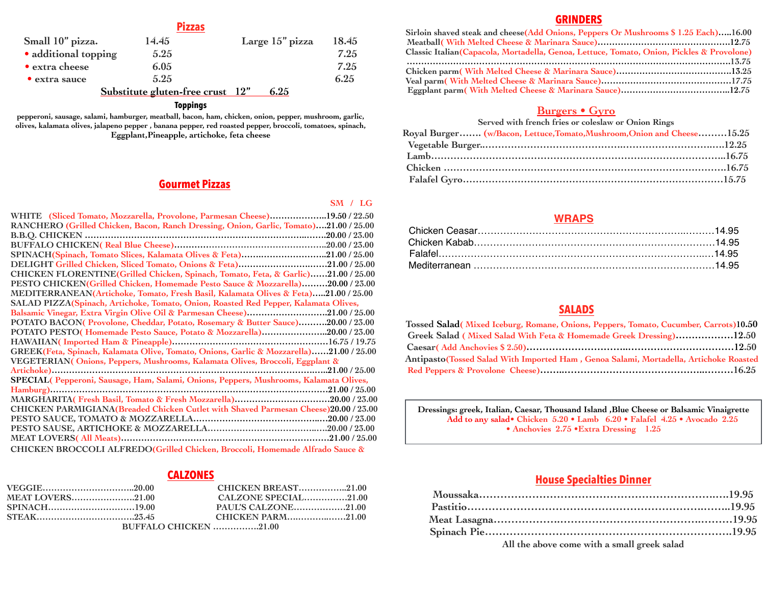## Pizzas

| | | | |
|---|---|---|---|
| Small 10" pizza. | 14.45 | Large 15" pizza | 18.45 |
| • additional topping | 5.25 | | 7.25 |
| • extra cheese | 6.05 | | 7.25 |
| • extra sauce | 5.25 | | 6.25 |

**Substitute gluten-free crust 12" 6.25**

### Toppings

pepperoni, sausage, salami, hamburger, meatball, bacon, ham, chicken, onion, pepper, mushroom, garlic, olives, kalamata olives, jalapeno pepper , banana pepper, red roasted pepper, broccoli, tomatoes, spinach, Eggplant,Pineapple, artichoke, feta cheese

## Gourmet Pizzas

SM / LG

WHITE (Sliced Tomato, Mozzarella, Provolone, Parmesan Cheese)………………..19.50 / 22.50
RANCHERO (Grilled Chicken, Bacon, Ranch Dressing, Onion, Garlic, Tomato)….21.00 / 25.00
B.B.Q. CHICKEN ……………………………………………………………………..20.00 / 23.00
BUFFALO CHICKEN( Real Blue Cheese)……………………………………………20.00 / 23.00
SPINACH(Spinach, Tomato Slices, Kalamata Olives & Feta)………………………21.00 / 25.00
DELIGHT Grilled Chicken, Sliced Tomato, Onions & Feta)…………………………21.00 / 25.00
CHICKEN FLORENTINE(Grilled Chicken, Spinach, Tomato, Feta, & Garlic)……21.00 / 25.00
PESTO CHICKEN(Grilled Chicken, Homemade Pesto Sauce & Mozzarella)………20.00 / 23.00
MEDITERRANEAN(Artichoke, Tomato, Fresh Basil, Kalamata Olives & Feta)…..21.00 / 25.00
SALAD PIZZA(Spinach, Artichoke, Tomato, Onion, Roasted Red Pepper, Kalamata Olives, Balsamic Vinegar, Extra Virgin Olive Oil & Parmesan Cheese)………………………21.00 / 25.00
POTATO BACON( Provolone, Cheddar, Potato, Rosemary & Butter Sauce)……….20.00 / 23.00
POTATO PESTO( Homemade Pesto Sauce, Potato & Mozzarella)…………………..20.00 / 23.00
HAWAIIAN( Imported Ham & Pineapple)………………………………………………16.75 / 19.75
GREEK(Feta, Spinach, Kalamata Olive, Tomato, Onions, Garlic & Mozzarella)……21.00 / 25.00
VEGETERIAN( Onions, Peppers, Mushrooms, Kalamata Olives, Broccoli, Eggplant & Artichoke)……………………………………………………………………………………..21.00 / 25.00
SPECIAL( Pepperoni, Sausage, Ham, Salami, Onions, Peppers, Mushrooms, Kalamata Olives, Hamburg)………………………………………………………………………………………21.00 / 25.00
MARGHARITA( Fresh Basil, Tomato & Fresh Mozzarella)……………………………20.00 / 23.00
CHICKEN PARMIGIANA(Breaded Chicken Cutlet with Shaved Parmesan Cheese)20.00 / 23.00
PESTO SAUCE, TOMATO & MOZZARELLA………………………………………….20.00 / 23.00
PESTO SAUSE, ARTICHOKE & MOZZARELLA……………………………………….20.00 / 23.00
MEAT LOVERS( All Meats)…………………………………………………………………21.00 / 25.00
CHICKEN BROCCOLI ALFREDO(Grilled Chicken, Broccoli, Homemade Alfrado Sauce &

## CALZONES

VEGGIE…………………………..20.00
MEAT LOVERS…………………21.00
SPINACH…………………………19.00
STEAK……………………………23.45
CHICKEN BREAST……………..21.00
CALZONE SPECIAL……………21.00
PAUL'S CALZONE………………21.00
CHICKEN PARM…………..……21.00
BUFFALO CHICKEN …………….21.00

## GRINDERS

Sirloin shaved steak and cheese(Add Onions, Peppers Or Mushrooms $ 1.25 Each)…..16.00
Meatball( With Melted Cheese & Marinara Sauce)……………………………………12.75
Classic Italian(Capacola, Mortadella, Genoa, Lettuce, Tomato, Onion, Pickles & Provolone) ………………………………………………………………………………………13.75
Chicken parm( With Melted Cheese & Marinara Sauce)……………………………13.25
Veal parm( With Melted Cheese & Marinara Sauce)…………………………………17.75
Eggplant parm( With Melted Cheese & Marinara Sauce)……………………………..12.75

## Burgers • Gyro

Served with french fries or coleslaw or Onion Rings

Royal Burger……. (w/Bacon, Lettuce,Tomato,Mushroom,Onion and Cheese………15.25
Vegetable Burger………………………………………………………………12.25
Lamb……………………………………………………………………………16.75
Chicken …………………………………………………………………………16.75
Falafel Gyro………………………………………………………………………15.75

## WRAPS

Chicken Ceasar……………………………………………………14.95
Chicken Kabab……………………………………………………14.95
Falafel……………………………………………………………14.95
Mediterranean ……………………………………………………14.95

## SALADS

Tossed Salad( Mixed Iceburg, Romane, Onions, Peppers, Tomato, Cucumber, Carrots)10.50
Greek Salad ( Mixed Salad With Feta & Homemade Greek Dressing)………………12.50
Caesar( Add Anchovies $ 2.50)……………………………………………………12.50
Antipasto(Tossed Salad With Imported Ham , Genoa Salami, Mortadella, Artichoke Roasted Red Peppers & Provolone Cheese)……………………………………………………16.25

Dressings: greek, Italian, Caesar, Thousand Island ,Blue Cheese or Balsamic Vinaigrette
Add to any salad• Chicken 5.20 • Lamb 6.20 • Falafel 4.25 • Avocado 2.25 • Anchovies 2.75 •Extra Dressing 1.25

## House Specialties Dinner

Moussaka……………………………………………………………19.95
Pastitio………………………………………………………………19.95
Meat Lasagna…………………………………………………………19.95
Spinach Pie……………………………………………………………19.95

All the above come with a small greek salad